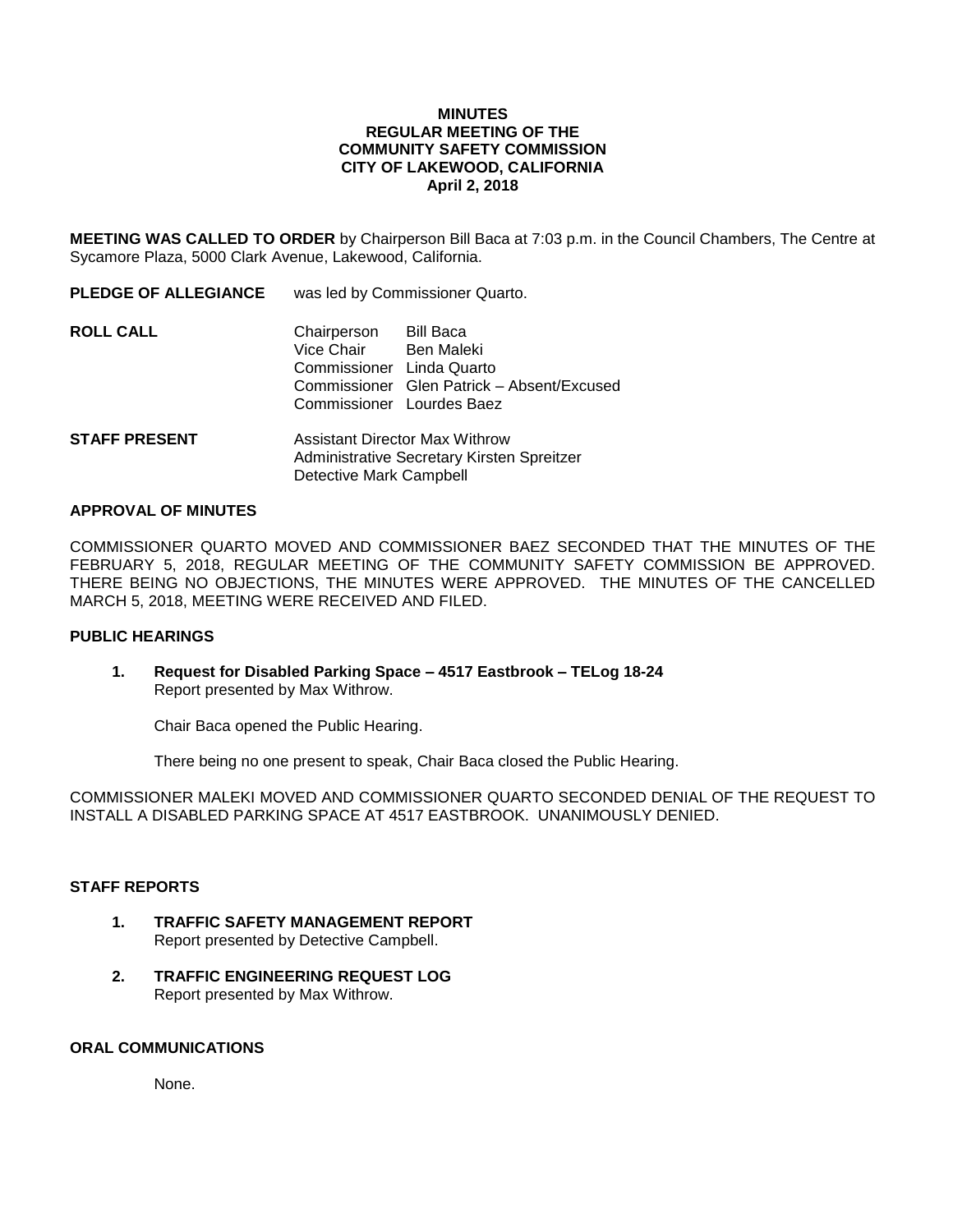**MINUTES**
**REGULAR MEETING OF THE**
**COMMUNITY SAFETY COMMISSION**
**CITY OF LAKEWOOD, CALIFORNIA**
**April 2, 2018**

**MEETING WAS CALLED TO ORDER** by Chairperson Bill Baca at 7:03 p.m. in the Council Chambers, The Centre at Sycamore Plaza, 5000 Clark Avenue, Lakewood, California.

**PLEDGE OF ALLEGIANCE** was led by Commissioner Quarto.

**ROLL CALL**

Chairperson Bill Baca
Vice Chair Ben Maleki
Commissioner Linda Quarto
Commissioner Glen Patrick – Absent/Excused
Commissioner Lourdes Baez

**STAFF PRESENT**

Assistant Director Max Withrow
Administrative Secretary Kirsten Spreitzer
Detective Mark Campbell

**APPROVAL OF MINUTES**

COMMISSIONER QUARTO MOVED AND COMMISSIONER BAEZ SECONDED THAT THE MINUTES OF THE FEBRUARY 5, 2018, REGULAR MEETING OF THE COMMUNITY SAFETY COMMISSION BE APPROVED. THERE BEING NO OBJECTIONS, THE MINUTES WERE APPROVED. THE MINUTES OF THE CANCELLED MARCH 5, 2018, MEETING WERE RECEIVED AND FILED.

**PUBLIC HEARINGS**

1. **Request for Disabled Parking Space – 4517 Eastbrook – TELog 18-24**
   Report presented by Max Withrow.

   Chair Baca opened the Public Hearing.

   There being no one present to speak, Chair Baca closed the Public Hearing.

COMMISSIONER MALEKI MOVED AND COMMISSIONER QUARTO SECONDED DENIAL OF THE REQUEST TO INSTALL A DISABLED PARKING SPACE AT 4517 EASTBROOK. UNANIMOUSLY DENIED.

**STAFF REPORTS**

1. **TRAFFIC SAFETY MANAGEMENT REPORT**
   Report presented by Detective Campbell.

2. **TRAFFIC ENGINEERING REQUEST LOG**
   Report presented by Max Withrow.

**ORAL COMMUNICATIONS**

None.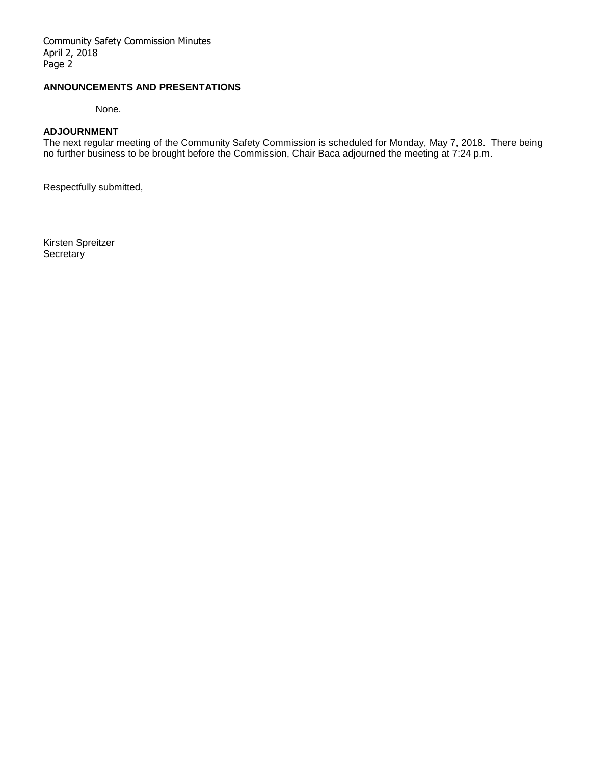**ANNOUNCEMENTS AND PRESENTATIONS**

None.

**ADJOURNMENT**

The next regular meeting of the Community Safety Commission is scheduled for Monday, May 7, 2018. There being no further business to be brought before the Commission, Chair Baca adjourned the meeting at 7:24 p.m.

Respectfully submitted,

Kirsten Spreitzer
Secretary